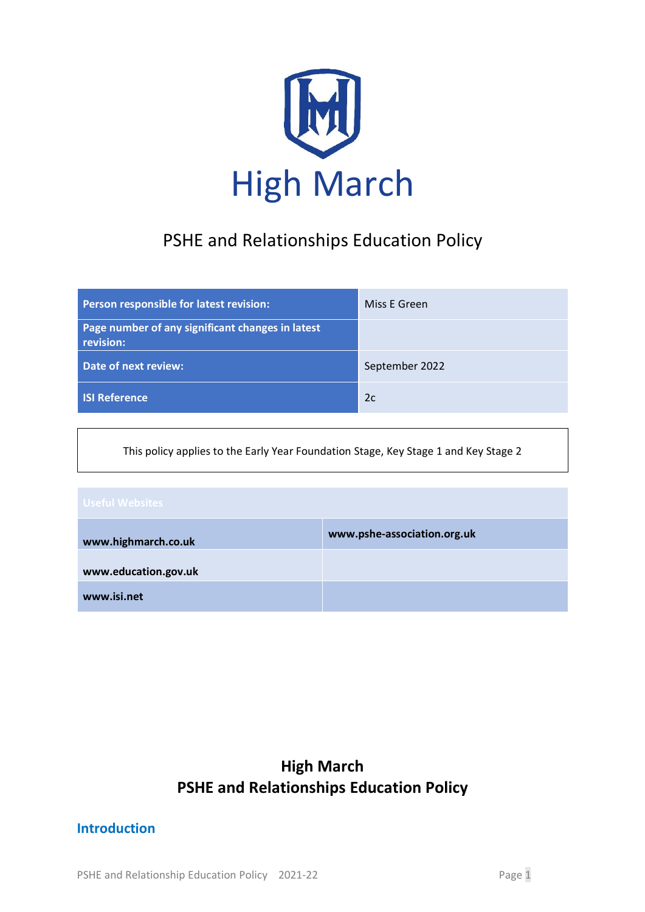High March

# PSHE and Relationships Education Policy

| Person responsible for latest revision: | Miss E Green |
|---|---|
| Page number of any significant changes in latest revision: | |
| Date of next review: | September 2022 |
| ISI Reference | 2c |

This policy applies to the Early Year Foundation Stage, Key Stage 1 and Key Stage 2

| Useful Websites | |
|---|---|
| **www.highmarch.co.uk** | **www.pshe-association.org.uk** |
| **www.education.gov.uk** | |
| **www.isi.net** | |

## High March
## PSHE and Relationships Education Policy

### Introduction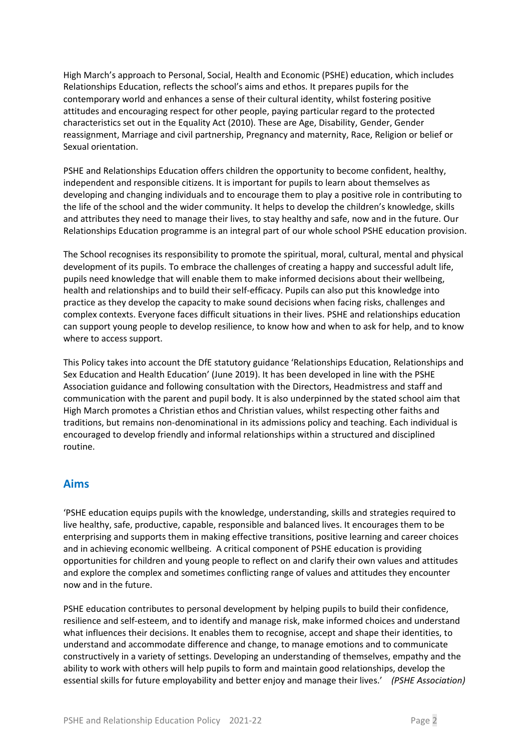High March's approach to Personal, Social, Health and Economic (PSHE) education, which includes Relationships Education, reflects the school's aims and ethos. It prepares pupils for the contemporary world and enhances a sense of their cultural identity, whilst fostering positive attitudes and encouraging respect for other people, paying particular regard to the protected characteristics set out in the Equality Act (2010). These are Age, Disability, Gender, Gender reassignment, Marriage and civil partnership, Pregnancy and maternity, Race, Religion or belief or Sexual orientation.

PSHE and Relationships Education offers children the opportunity to become confident, healthy, independent and responsible citizens. It is important for pupils to learn about themselves as developing and changing individuals and to encourage them to play a positive role in contributing to the life of the school and the wider community. It helps to develop the children's knowledge, skills and attributes they need to manage their lives, to stay healthy and safe, now and in the future. Our Relationships Education programme is an integral part of our whole school PSHE education provision.

The School recognises its responsibility to promote the spiritual, moral, cultural, mental and physical development of its pupils. To embrace the challenges of creating a happy and successful adult life, pupils need knowledge that will enable them to make informed decisions about their wellbeing, health and relationships and to build their self-efficacy. Pupils can also put this knowledge into practice as they develop the capacity to make sound decisions when facing risks, challenges and complex contexts. Everyone faces difficult situations in their lives. PSHE and relationships education can support young people to develop resilience, to know how and when to ask for help, and to know where to access support.

This Policy takes into account the DfE statutory guidance 'Relationships Education, Relationships and Sex Education and Health Education' (June 2019). It has been developed in line with the PSHE Association guidance and following consultation with the Directors, Headmistress and staff and communication with the parent and pupil body. It is also underpinned by the stated school aim that High March promotes a Christian ethos and Christian values, whilst respecting other faiths and traditions, but remains non-denominational in its admissions policy and teaching. Each individual is encouraged to develop friendly and informal relationships within a structured and disciplined routine.

## Aims

'PSHE education equips pupils with the knowledge, understanding, skills and strategies required to live healthy, safe, productive, capable, responsible and balanced lives. It encourages them to be enterprising and supports them in making effective transitions, positive learning and career choices and in achieving economic wellbeing. A critical component of PSHE education is providing opportunities for children and young people to reflect on and clarify their own values and attitudes and explore the complex and sometimes conflicting range of values and attitudes they encounter now and in the future.

PSHE education contributes to personal development by helping pupils to build their confidence, resilience and self-esteem, and to identify and manage risk, make informed choices and understand what influences their decisions. It enables them to recognise, accept and shape their identities, to understand and accommodate difference and change, to manage emotions and to communicate constructively in a variety of settings. Developing an understanding of themselves, empathy and the ability to work with others will help pupils to form and maintain good relationships, develop the essential skills for future employability and better enjoy and manage their lives.' *(PSHE Association)*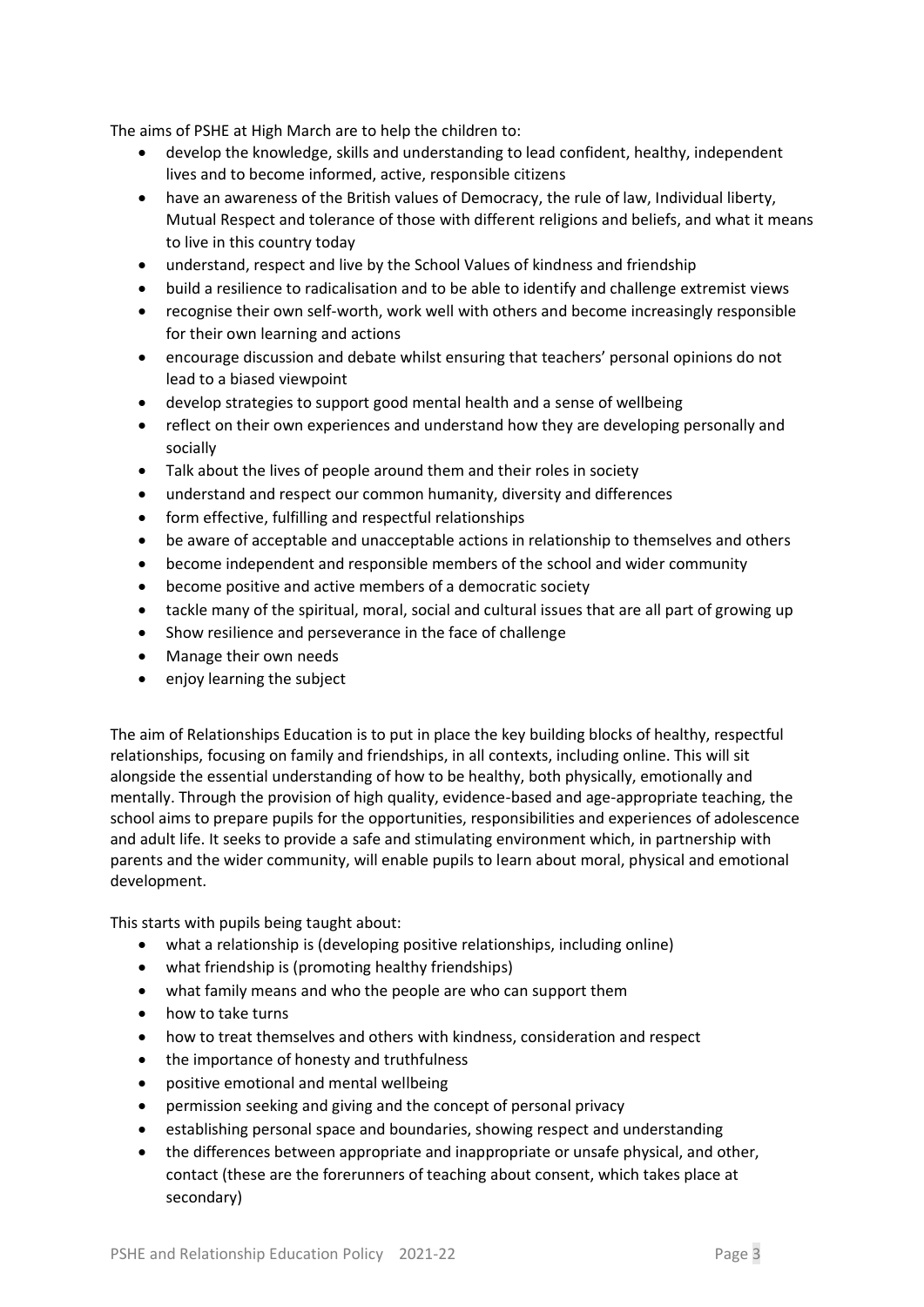The aims of PSHE at High March are to help the children to:

- develop the knowledge, skills and understanding to lead confident, healthy, independent lives and to become informed, active, responsible citizens
- have an awareness of the British values of Democracy, the rule of law, Individual liberty, Mutual Respect and tolerance of those with different religions and beliefs, and what it means to live in this country today
- understand, respect and live by the School Values of kindness and friendship
- build a resilience to radicalisation and to be able to identify and challenge extremist views
- recognise their own self-worth, work well with others and become increasingly responsible for their own learning and actions
- encourage discussion and debate whilst ensuring that teachers' personal opinions do not lead to a biased viewpoint
- develop strategies to support good mental health and a sense of wellbeing
- reflect on their own experiences and understand how they are developing personally and socially
- Talk about the lives of people around them and their roles in society
- understand and respect our common humanity, diversity and differences
- form effective, fulfilling and respectful relationships
- be aware of acceptable and unacceptable actions in relationship to themselves and others
- become independent and responsible members of the school and wider community
- become positive and active members of a democratic society
- tackle many of the spiritual, moral, social and cultural issues that are all part of growing up
- Show resilience and perseverance in the face of challenge
- Manage their own needs
- enjoy learning the subject

The aim of Relationships Education is to put in place the key building blocks of healthy, respectful relationships, focusing on family and friendships, in all contexts, including online. This will sit alongside the essential understanding of how to be healthy, both physically, emotionally and mentally. Through the provision of high quality, evidence-based and age-appropriate teaching, the school aims to prepare pupils for the opportunities, responsibilities and experiences of adolescence and adult life. It seeks to provide a safe and stimulating environment which, in partnership with parents and the wider community, will enable pupils to learn about moral, physical and emotional development.

This starts with pupils being taught about:

- what a relationship is (developing positive relationships, including online)
- what friendship is (promoting healthy friendships)
- what family means and who the people are who can support them
- how to take turns
- how to treat themselves and others with kindness, consideration and respect
- the importance of honesty and truthfulness
- positive emotional and mental wellbeing
- permission seeking and giving and the concept of personal privacy
- establishing personal space and boundaries, showing respect and understanding
- the differences between appropriate and inappropriate or unsafe physical, and other, contact (these are the forerunners of teaching about consent, which takes place at secondary)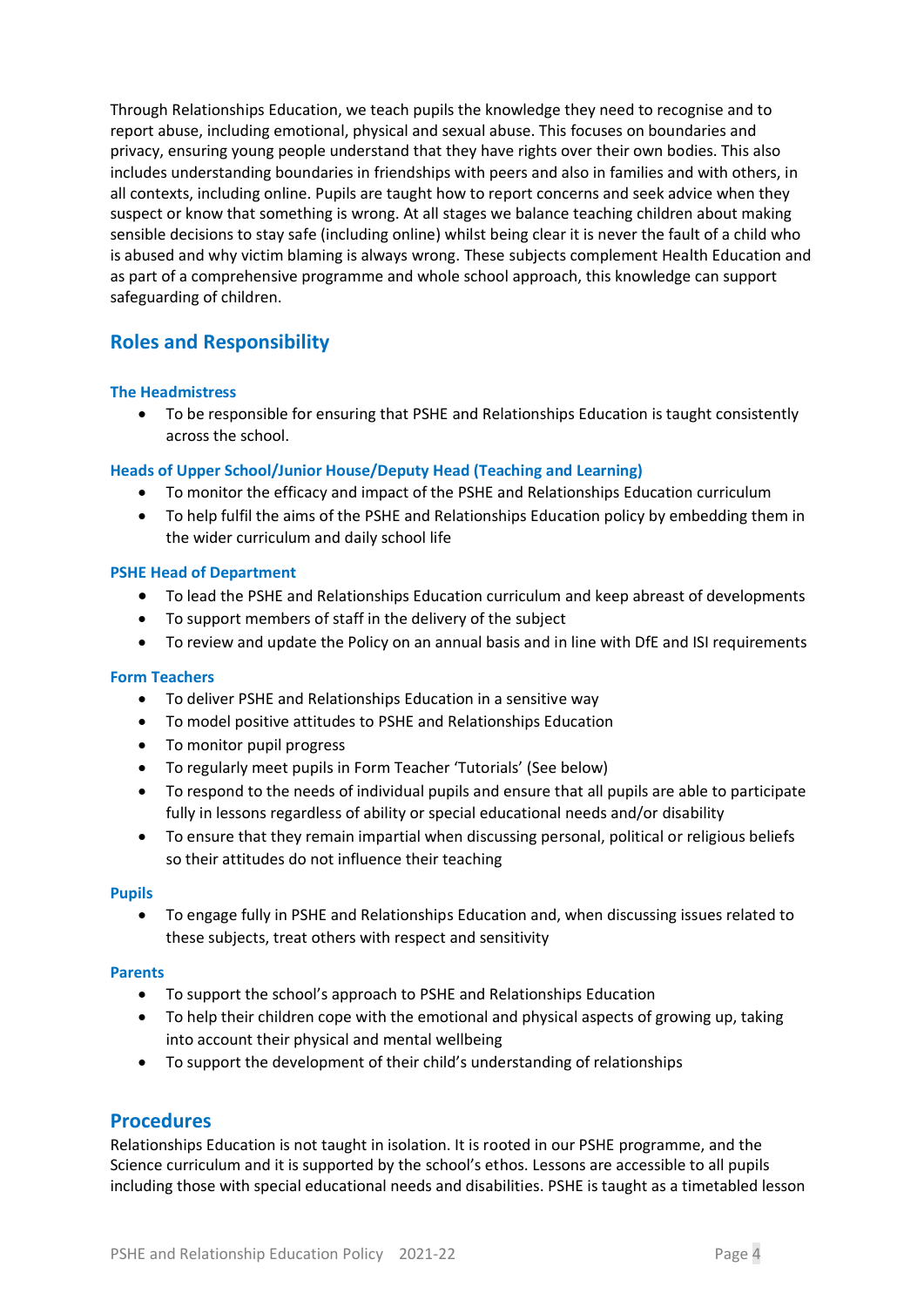Through Relationships Education, we teach pupils the knowledge they need to recognise and to report abuse, including emotional, physical and sexual abuse. This focuses on boundaries and privacy, ensuring young people understand that they have rights over their own bodies. This also includes understanding boundaries in friendships with peers and also in families and with others, in all contexts, including online. Pupils are taught how to report concerns and seek advice when they suspect or know that something is wrong. At all stages we balance teaching children about making sensible decisions to stay safe (including online) whilst being clear it is never the fault of a child who is abused and why victim blaming is always wrong. These subjects complement Health Education and as part of a comprehensive programme and whole school approach, this knowledge can support safeguarding of children.

## Roles and Responsibility

### The Headmistress

- To be responsible for ensuring that PSHE and Relationships Education is taught consistently across the school.

### Heads of Upper School/Junior House/Deputy Head (Teaching and Learning)

- To monitor the efficacy and impact of the PSHE and Relationships Education curriculum
- To help fulfil the aims of the PSHE and Relationships Education policy by embedding them in the wider curriculum and daily school life

### PSHE Head of Department

- To lead the PSHE and Relationships Education curriculum and keep abreast of developments
- To support members of staff in the delivery of the subject
- To review and update the Policy on an annual basis and in line with DfE and ISI requirements

### Form Teachers

- To deliver PSHE and Relationships Education in a sensitive way
- To model positive attitudes to PSHE and Relationships Education
- To monitor pupil progress
- To regularly meet pupils in Form Teacher 'Tutorials' (See below)
- To respond to the needs of individual pupils and ensure that all pupils are able to participate fully in lessons regardless of ability or special educational needs and/or disability
- To ensure that they remain impartial when discussing personal, political or religious beliefs so their attitudes do not influence their teaching

### Pupils

- To engage fully in PSHE and Relationships Education and, when discussing issues related to these subjects, treat others with respect and sensitivity

### Parents

- To support the school's approach to PSHE and Relationships Education
- To help their children cope with the emotional and physical aspects of growing up, taking into account their physical and mental wellbeing
- To support the development of their child's understanding of relationships

## Procedures

Relationships Education is not taught in isolation. It is rooted in our PSHE programme, and the Science curriculum and it is supported by the school's ethos. Lessons are accessible to all pupils including those with special educational needs and disabilities. PSHE is taught as a timetabled lesson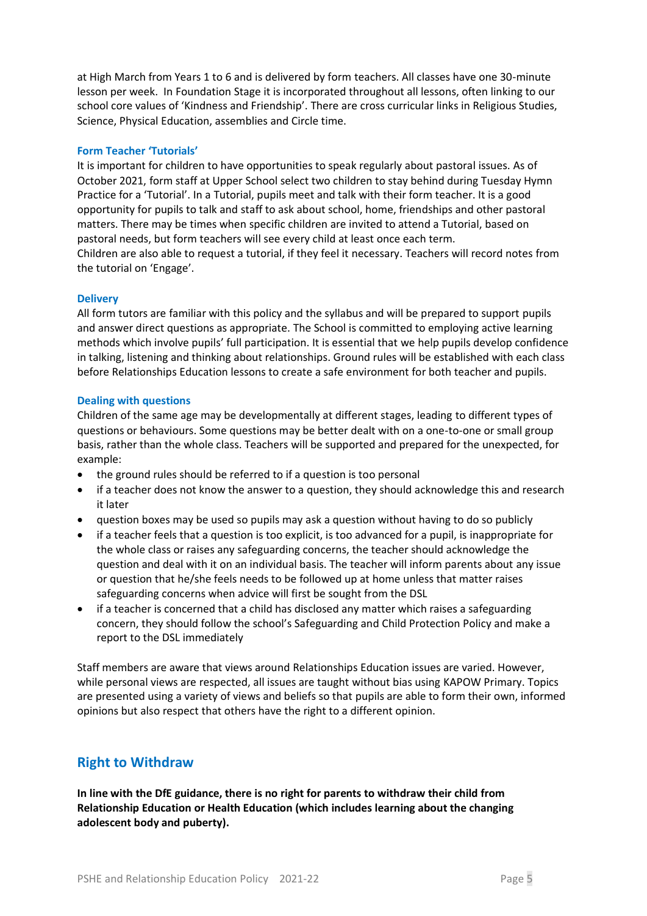at High March from Years 1 to 6 and is delivered by form teachers. All classes have one 30-minute lesson per week. In Foundation Stage it is incorporated throughout all lessons, often linking to our school core values of 'Kindness and Friendship'. There are cross curricular links in Religious Studies, Science, Physical Education, assemblies and Circle time.

### Form Teacher 'Tutorials'

It is important for children to have opportunities to speak regularly about pastoral issues. As of October 2021, form staff at Upper School select two children to stay behind during Tuesday Hymn Practice for a 'Tutorial'. In a Tutorial, pupils meet and talk with their form teacher. It is a good opportunity for pupils to talk and staff to ask about school, home, friendships and other pastoral matters. There may be times when specific children are invited to attend a Tutorial, based on pastoral needs, but form teachers will see every child at least once each term.
Children are also able to request a tutorial, if they feel it necessary. Teachers will record notes from the tutorial on 'Engage'.

### Delivery

All form tutors are familiar with this policy and the syllabus and will be prepared to support pupils and answer direct questions as appropriate. The School is committed to employing active learning methods which involve pupils' full participation. It is essential that we help pupils develop confidence in talking, listening and thinking about relationships. Ground rules will be established with each class before Relationships Education lessons to create a safe environment for both teacher and pupils.

### Dealing with questions

Children of the same age may be developmentally at different stages, leading to different types of questions or behaviours. Some questions may be better dealt with on a one-to-one or small group basis, rather than the whole class. Teachers will be supported and prepared for the unexpected, for example:

- the ground rules should be referred to if a question is too personal
- if a teacher does not know the answer to a question, they should acknowledge this and research it later
- question boxes may be used so pupils may ask a question without having to do so publicly
- if a teacher feels that a question is too explicit, is too advanced for a pupil, is inappropriate for the whole class or raises any safeguarding concerns, the teacher should acknowledge the question and deal with it on an individual basis. The teacher will inform parents about any issue or question that he/she feels needs to be followed up at home unless that matter raises safeguarding concerns when advice will first be sought from the DSL
- if a teacher is concerned that a child has disclosed any matter which raises a safeguarding concern, they should follow the school's Safeguarding and Child Protection Policy and make a report to the DSL immediately

Staff members are aware that views around Relationships Education issues are varied. However, while personal views are respected, all issues are taught without bias using KAPOW Primary. Topics are presented using a variety of views and beliefs so that pupils are able to form their own, informed opinions but also respect that others have the right to a different opinion.

## Right to Withdraw

**In line with the DfE guidance, there is no right for parents to withdraw their child from Relationship Education or Health Education (which includes learning about the changing adolescent body and puberty).**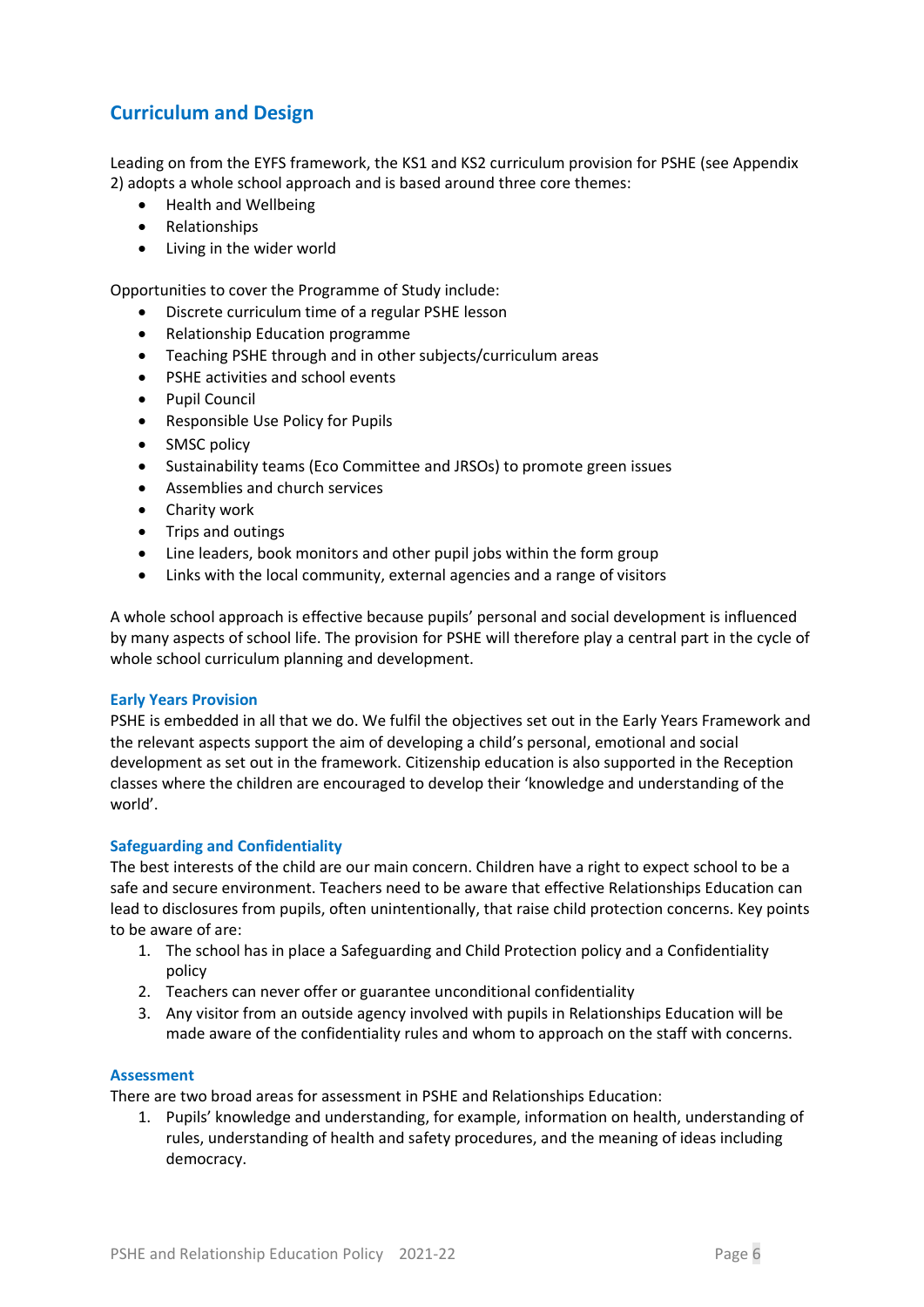## Curriculum and Design

Leading on from the EYFS framework, the KS1 and KS2 curriculum provision for PSHE (see Appendix 2) adopts a whole school approach and is based around three core themes:

- Health and Wellbeing
- Relationships
- Living in the wider world

Opportunities to cover the Programme of Study include:

- Discrete curriculum time of a regular PSHE lesson
- Relationship Education programme
- Teaching PSHE through and in other subjects/curriculum areas
- PSHE activities and school events
- Pupil Council
- Responsible Use Policy for Pupils
- SMSC policy
- Sustainability teams (Eco Committee and JRSOs) to promote green issues
- Assemblies and church services
- Charity work
- Trips and outings
- Line leaders, book monitors and other pupil jobs within the form group
- Links with the local community, external agencies and a range of visitors

A whole school approach is effective because pupils' personal and social development is influenced by many aspects of school life. The provision for PSHE will therefore play a central part in the cycle of whole school curriculum planning and development.

### Early Years Provision

PSHE is embedded in all that we do. We fulfil the objectives set out in the Early Years Framework and the relevant aspects support the aim of developing a child's personal, emotional and social development as set out in the framework. Citizenship education is also supported in the Reception classes where the children are encouraged to develop their 'knowledge and understanding of the world'.

### Safeguarding and Confidentiality

The best interests of the child are our main concern. Children have a right to expect school to be a safe and secure environment. Teachers need to be aware that effective Relationships Education can lead to disclosures from pupils, often unintentionally, that raise child protection concerns. Key points to be aware of are:

1. The school has in place a Safeguarding and Child Protection policy and a Confidentiality policy
2. Teachers can never offer or guarantee unconditional confidentiality
3. Any visitor from an outside agency involved with pupils in Relationships Education will be made aware of the confidentiality rules and whom to approach on the staff with concerns.

### Assessment

There are two broad areas for assessment in PSHE and Relationships Education:

1. Pupils' knowledge and understanding, for example, information on health, understanding of rules, understanding of health and safety procedures, and the meaning of ideas including democracy.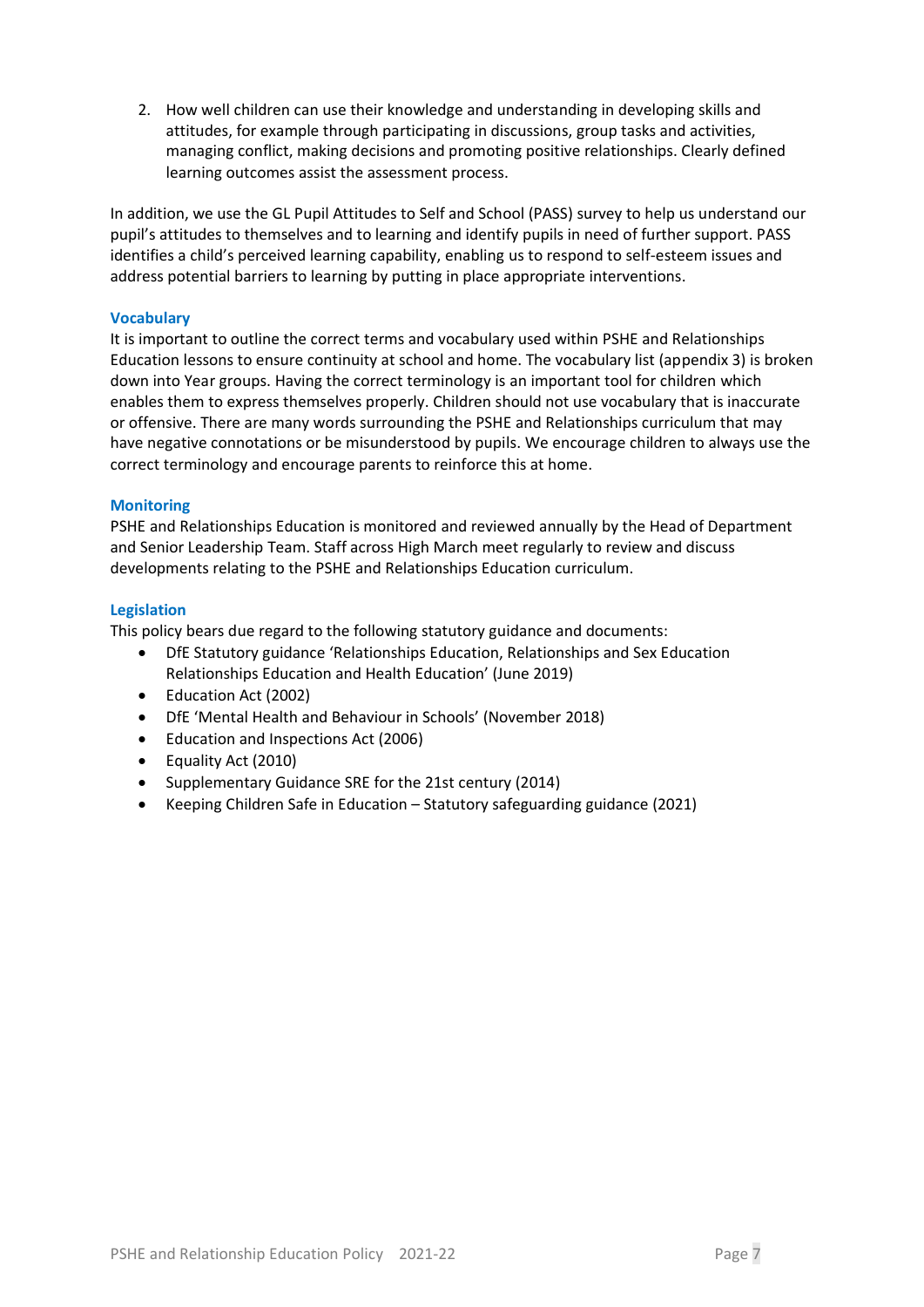2. How well children can use their knowledge and understanding in developing skills and attitudes, for example through participating in discussions, group tasks and activities, managing conflict, making decisions and promoting positive relationships. Clearly defined learning outcomes assist the assessment process.

In addition, we use the GL Pupil Attitudes to Self and School (PASS) survey to help us understand our pupil's attitudes to themselves and to learning and identify pupils in need of further support. PASS identifies a child's perceived learning capability, enabling us to respond to self-esteem issues and address potential barriers to learning by putting in place appropriate interventions.

### Vocabulary

It is important to outline the correct terms and vocabulary used within PSHE and Relationships Education lessons to ensure continuity at school and home. The vocabulary list (appendix 3) is broken down into Year groups. Having the correct terminology is an important tool for children which enables them to express themselves properly. Children should not use vocabulary that is inaccurate or offensive. There are many words surrounding the PSHE and Relationships curriculum that may have negative connotations or be misunderstood by pupils. We encourage children to always use the correct terminology and encourage parents to reinforce this at home.

### Monitoring

PSHE and Relationships Education is monitored and reviewed annually by the Head of Department and Senior Leadership Team. Staff across High March meet regularly to review and discuss developments relating to the PSHE and Relationships Education curriculum.

### Legislation

This policy bears due regard to the following statutory guidance and documents:

- DfE Statutory guidance 'Relationships Education, Relationships and Sex Education Relationships Education and Health Education' (June 2019)
- Education Act (2002)
- DfE 'Mental Health and Behaviour in Schools' (November 2018)
- Education and Inspections Act (2006)
- Equality Act (2010)
- Supplementary Guidance SRE for the 21st century (2014)
- Keeping Children Safe in Education – Statutory safeguarding guidance (2021)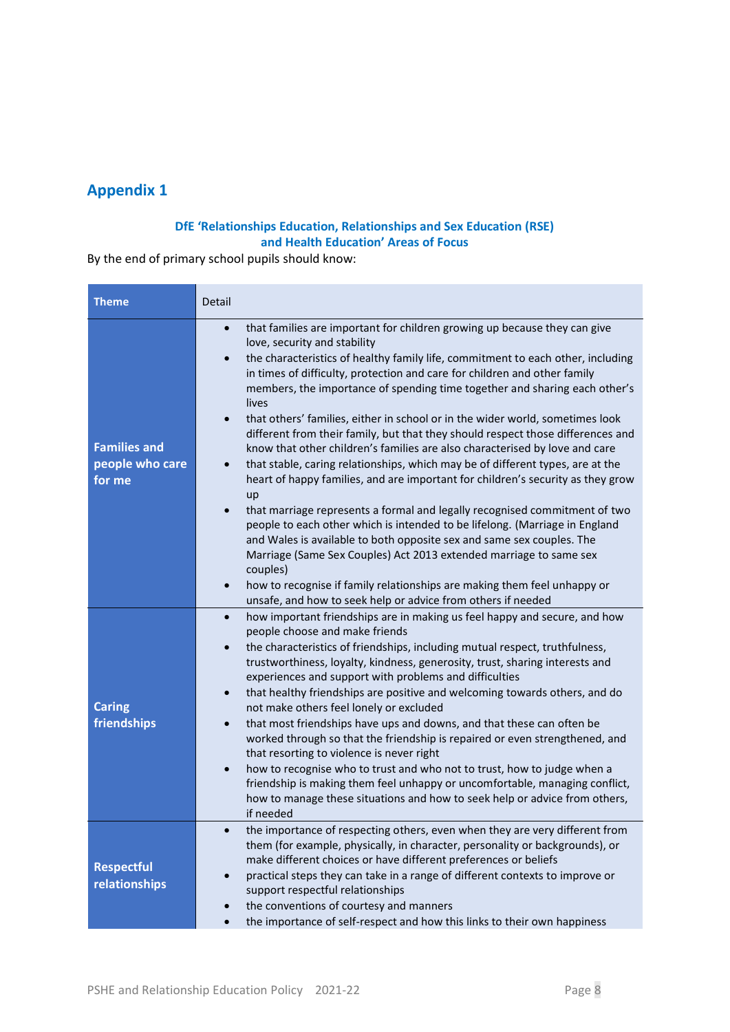## Appendix 1

**DfE 'Relationships Education, Relationships and Sex Education (RSE) and Health Education' Areas of Focus**

By the end of primary school pupils should know:

| Theme | Detail |
|---|---|
| **Families and people who care for me** | • that families are important for children growing up because they can give love, security and stability<br>• the characteristics of healthy family life, commitment to each other, including in times of difficulty, protection and care for children and other family members, the importance of spending time together and sharing each other's lives<br>• that others' families, either in school or in the wider world, sometimes look different from their family, but that they should respect those differences and know that other children's families are also characterised by love and care<br>• that stable, caring relationships, which may be of different types, are at the heart of happy families, and are important for children's security as they grow up<br>• that marriage represents a formal and legally recognised commitment of two people to each other which is intended to be lifelong. (Marriage in England and Wales is available to both opposite sex and same sex couples. The Marriage (Same Sex Couples) Act 2013 extended marriage to same sex couples)<br>• how to recognise if family relationships are making them feel unhappy or unsafe, and how to seek help or advice from others if needed |
| **Caring friendships** | • how important friendships are in making us feel happy and secure, and how people choose and make friends<br>• the characteristics of friendships, including mutual respect, truthfulness, trustworthiness, loyalty, kindness, generosity, trust, sharing interests and experiences and support with problems and difficulties<br>• that healthy friendships are positive and welcoming towards others, and do not make others feel lonely or excluded<br>• that most friendships have ups and downs, and that these can often be worked through so that the friendship is repaired or even strengthened, and that resorting to violence is never right<br>• how to recognise who to trust and who not to trust, how to judge when a friendship is making them feel unhappy or uncomfortable, managing conflict, how to manage these situations and how to seek help or advice from others, if needed |
| **Respectful relationships** | • the importance of respecting others, even when they are very different from them (for example, physically, in character, personality or backgrounds), or make different choices or have different preferences or beliefs<br>• practical steps they can take in a range of different contexts to improve or support respectful relationships<br>• the conventions of courtesy and manners<br>• the importance of self-respect and how this links to their own happiness |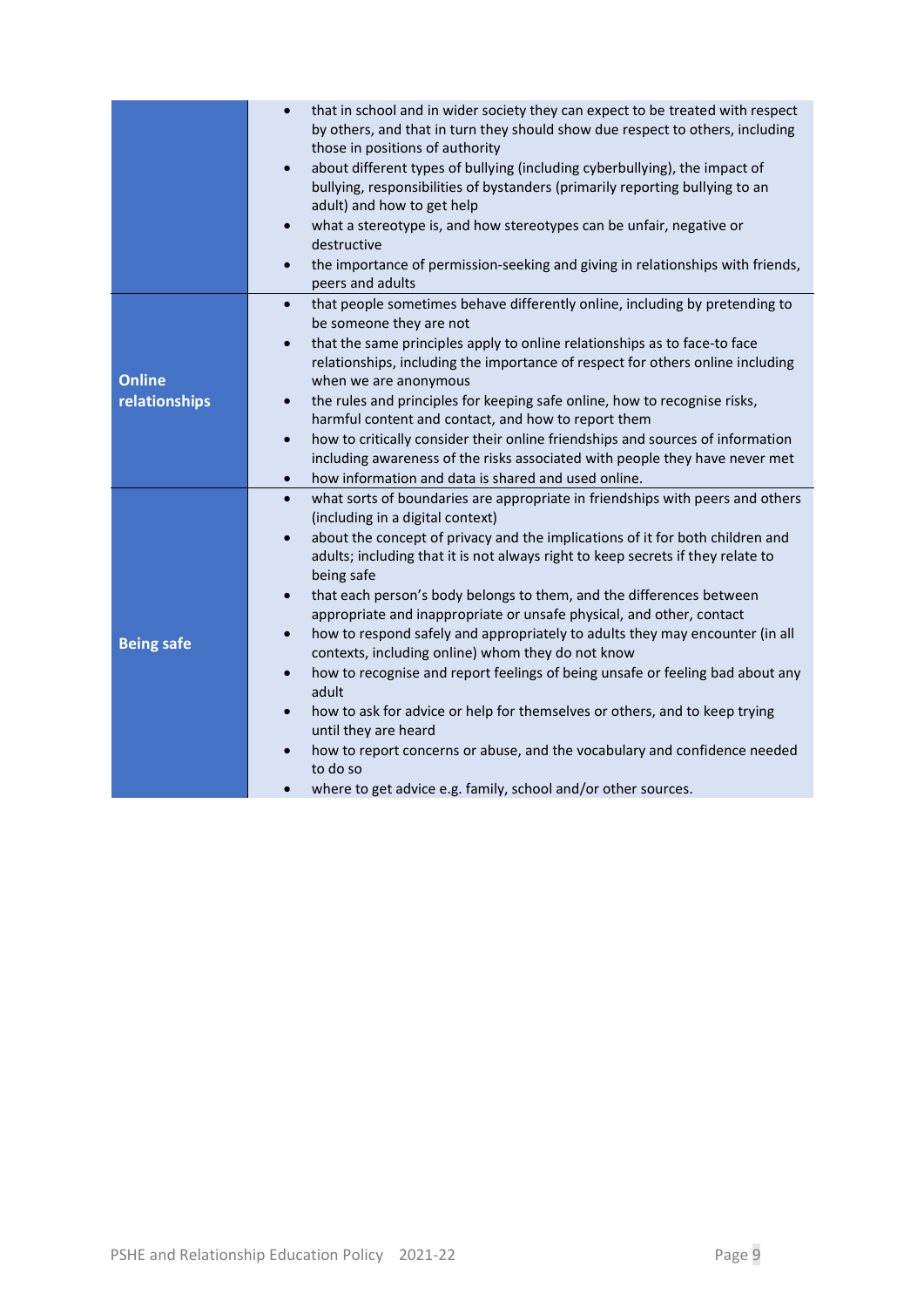| | |
|---|---|
| | • that in school and in wider society they can expect to be treated with respect by others, and that in turn they should show due respect to others, including those in positions of authority<br>• about different types of bullying (including cyberbullying), the impact of bullying, responsibilities of bystanders (primarily reporting bullying to an adult) and how to get help<br>• what a stereotype is, and how stereotypes can be unfair, negative or destructive<br>• the importance of permission-seeking and giving in relationships with friends, peers and adults |
| **Online relationships** | • that people sometimes behave differently online, including by pretending to be someone they are not<br>• that the same principles apply to online relationships as to face-to face relationships, including the importance of respect for others online including when we are anonymous<br>• the rules and principles for keeping safe online, how to recognise risks, harmful content and contact, and how to report them<br>• how to critically consider their online friendships and sources of information including awareness of the risks associated with people they have never met<br>• how information and data is shared and used online. |
| **Being safe** | • what sorts of boundaries are appropriate in friendships with peers and others (including in a digital context)<br>• about the concept of privacy and the implications of it for both children and adults; including that it is not always right to keep secrets if they relate to being safe<br>• that each person's body belongs to them, and the differences between appropriate and inappropriate or unsafe physical, and other, contact<br>• how to respond safely and appropriately to adults they may encounter (in all contexts, including online) whom they do not know<br>• how to recognise and report feelings of being unsafe or feeling bad about any adult<br>• how to ask for advice or help for themselves or others, and to keep trying until they are heard<br>• how to report concerns or abuse, and the vocabulary and confidence needed to do so<br>• where to get advice e.g. family, school and/or other sources. |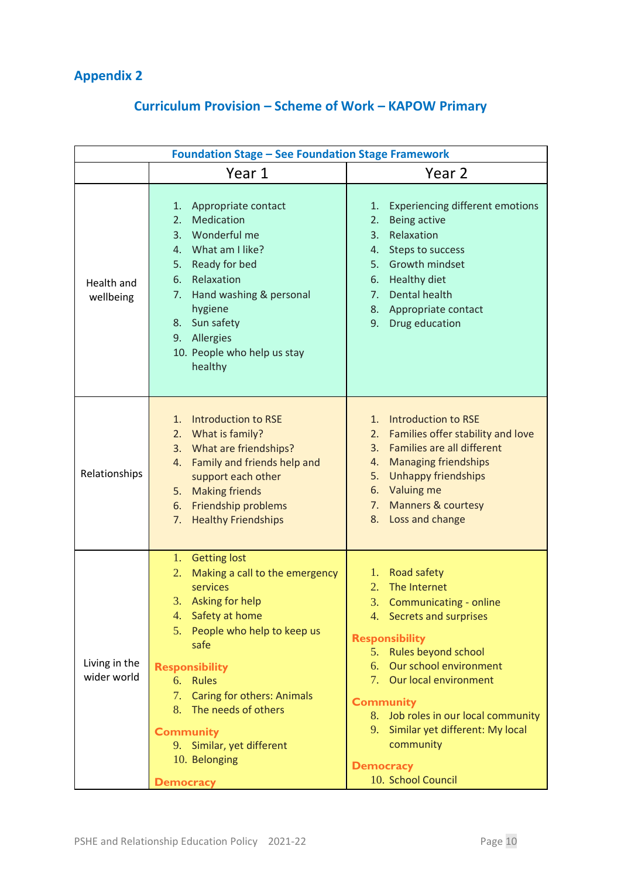## Appendix 2

### Curriculum Provision – Scheme of Work – KAPOW Primary

| Foundation Stage – See Foundation Stage Framework | | |
|---|---|---|
| | Year 1 | Year 2 |
| Health and wellbeing | 1. Appropriate contact<br>2. Medication<br>3. Wonderful me<br>4. What am I like?<br>5. Ready for bed<br>6. Relaxation<br>7. Hand washing & personal hygiene<br>8. Sun safety<br>9. Allergies<br>10. People who help us stay healthy | 1. Experiencing different emotions<br>2. Being active<br>3. Relaxation<br>4. Steps to success<br>5. Growth mindset<br>6. Healthy diet<br>7. Dental health<br>8. Appropriate contact<br>9. Drug education |
| Relationships | 1. Introduction to RSE<br>2. What is family?<br>3. What are friendships?<br>4. Family and friends help and support each other<br>5. Making friends<br>6. Friendship problems<br>7. Healthy Friendships | 1. Introduction to RSE<br>2. Families offer stability and love<br>3. Families are all different<br>4. Managing friendships<br>5. Unhappy friendships<br>6. Valuing me<br>7. Manners & courtesy<br>8. Loss and change |
| Living in the wider world | 1. Getting lost<br>2. Making a call to the emergency services<br>3. Asking for help<br>4. Safety at home<br>5. People who help to keep us safe<br>**Responsibility**<br>6. Rules<br>7. Caring for others: Animals<br>8. The needs of others<br>**Community**<br>9. Similar, yet different<br>10. Belonging<br>**Democracy** | 1. Road safety<br>2. The Internet<br>3. Communicating - online<br>4. Secrets and surprises<br>**Responsibility**<br>5. Rules beyond school<br>6. Our school environment<br>7. Our local environment<br>**Community**<br>8. Job roles in our local community<br>9. Similar yet different: My local community<br>**Democracy**<br>10. School Council |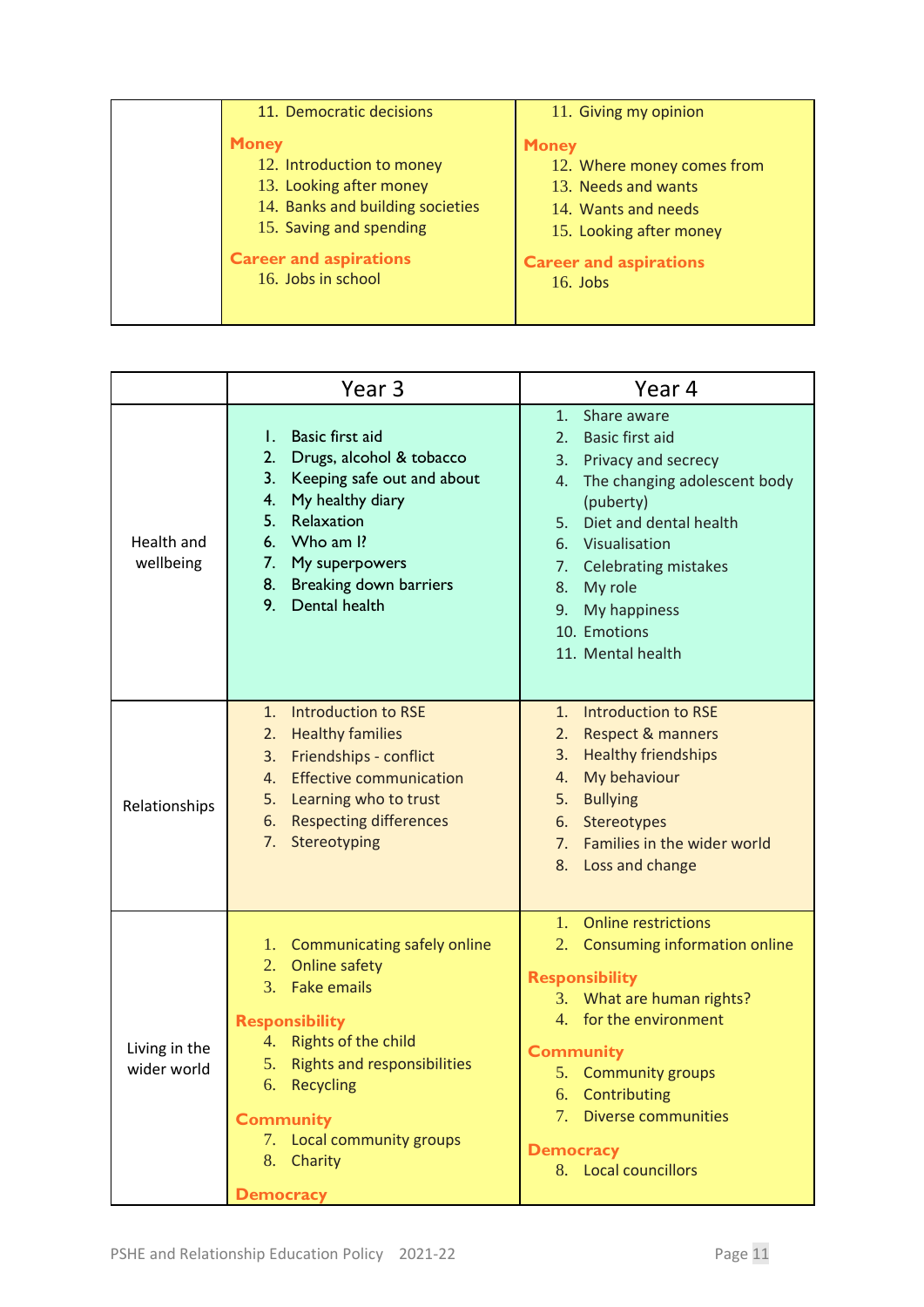| | | |
|---|---|---|
| | 11. Democratic decisions<br>**Money**<br>12. Introduction to money<br>13. Looking after money<br>14. Banks and building societies<br>15. Saving and spending<br>**Career and aspirations**<br>16. Jobs in school | 11. Giving my opinion<br>**Money**<br>12. Where money comes from<br>13. Needs and wants<br>14. Wants and needs<br>15. Looking after money<br>**Career and aspirations**<br>16. Jobs |

| | Year 3 | Year 4 |
|---|---|---|
| Health and wellbeing | 1. Basic first aid<br>2. Drugs, alcohol & tobacco<br>3. Keeping safe out and about<br>4. My healthy diary<br>5. Relaxation<br>6. Who am I?<br>7. My superpowers<br>8. Breaking down barriers<br>9. Dental health | 1. Share aware<br>2. Basic first aid<br>3. Privacy and secrecy<br>4. The changing adolescent body (puberty)<br>5. Diet and dental health<br>6. Visualisation<br>7. Celebrating mistakes<br>8. My role<br>9. My happiness<br>10. Emotions<br>11. Mental health |
| Relationships | 1. Introduction to RSE<br>2. Healthy families<br>3. Friendships - conflict<br>4. Effective communication<br>5. Learning who to trust<br>6. Respecting differences<br>7. Stereotyping | 1. Introduction to RSE<br>2. Respect & manners<br>3. Healthy friendships<br>4. My behaviour<br>5. Bullying<br>6. Stereotypes<br>7. Families in the wider world<br>8. Loss and change |
| Living in the wider world | 1. Communicating safely online<br>2. Online safety<br>3. Fake emails<br>**Responsibility**<br>4. Rights of the child<br>5. Rights and responsibilities<br>6. Recycling<br>**Community**<br>7. Local community groups<br>8. Charity<br>**Democracy** | 1. Online restrictions<br>2. Consuming information online<br>**Responsibility**<br>3. What are human rights?<br>4. for the environment<br>**Community**<br>5. Community groups<br>6. Contributing<br>7. Diverse communities<br>**Democracy**<br>8. Local councillors |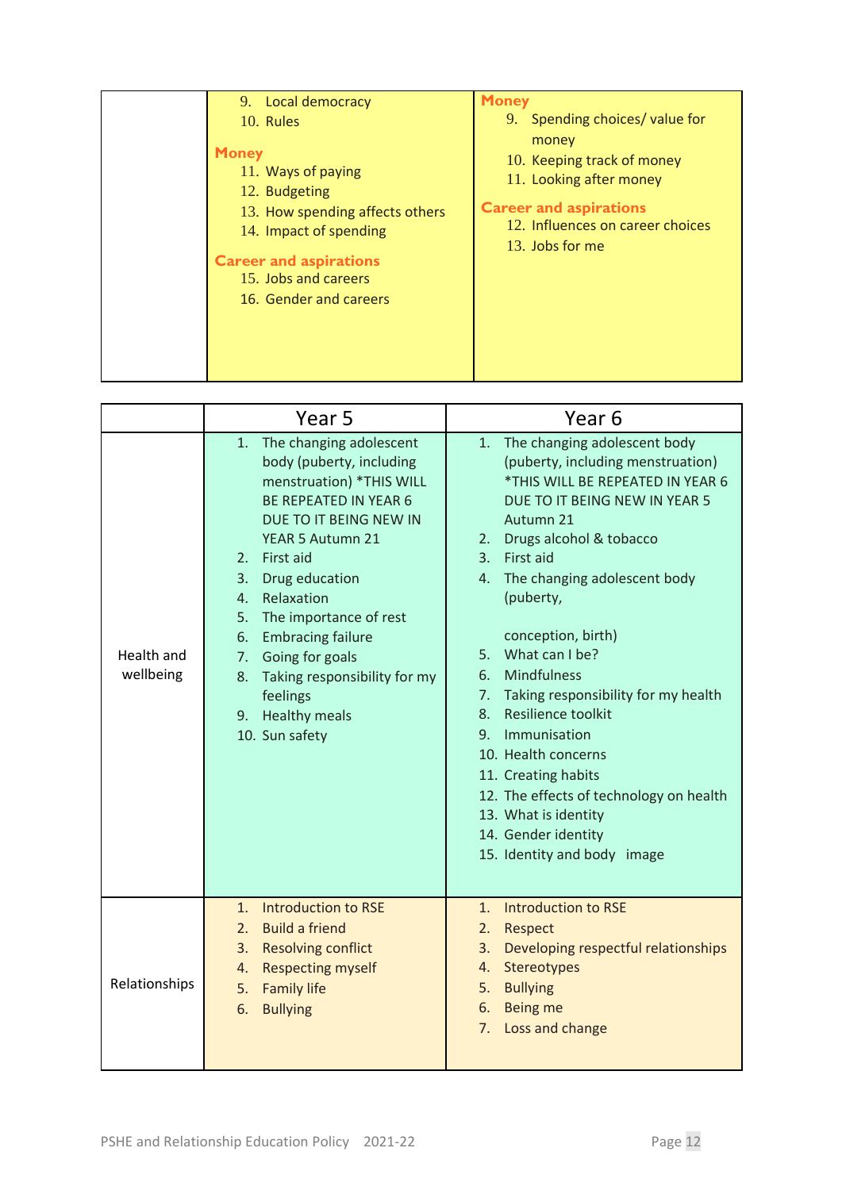| | | |
|---|---|---|
| | 9. Local democracy<br>10. Rules<br><br>**Money**<br>11. Ways of paying<br>12. Budgeting<br>13. How spending affects others<br>14. Impact of spending<br><br>**Career and aspirations**<br>15. Jobs and careers<br>16. Gender and careers | **Money**<br>9. Spending choices/ value for money<br>10. Keeping track of money<br>11. Looking after money<br><br>**Career and aspirations**<br>12. Influences on career choices<br>13. Jobs for me |

| | Year 5 | Year 6 |
|---|---|---|
| Health and wellbeing | 1. The changing adolescent body (puberty, including menstruation) *THIS WILL BE REPEATED IN YEAR 6 DUE TO IT BEING NEW IN YEAR 5 Autumn 21<br>2. First aid<br>3. Drug education<br>4. Relaxation<br>5. The importance of rest<br>6. Embracing failure<br>7. Going for goals<br>8. Taking responsibility for my feelings<br>9. Healthy meals<br>10. Sun safety | 1. The changing adolescent body (puberty, including menstruation) *THIS WILL BE REPEATED IN YEAR 6 DUE TO IT BEING NEW IN YEAR 5 Autumn 21<br>2. Drugs alcohol & tobacco<br>3. First aid<br>4. The changing adolescent body (puberty, conception, birth)<br>5. What can I be?<br>6. Mindfulness<br>7. Taking responsibility for my health<br>8. Resilience toolkit<br>9. Immunisation<br>10. Health concerns<br>11. Creating habits<br>12. The effects of technology on health<br>13. What is identity<br>14. Gender identity<br>15. Identity and body image |
| Relationships | 1. Introduction to RSE<br>2. Build a friend<br>3. Resolving conflict<br>4. Respecting myself<br>5. Family life<br>6. Bullying | 1. Introduction to RSE<br>2. Respect<br>3. Developing respectful relationships<br>4. Stereotypes<br>5. Bullying<br>6. Being me<br>7. Loss and change |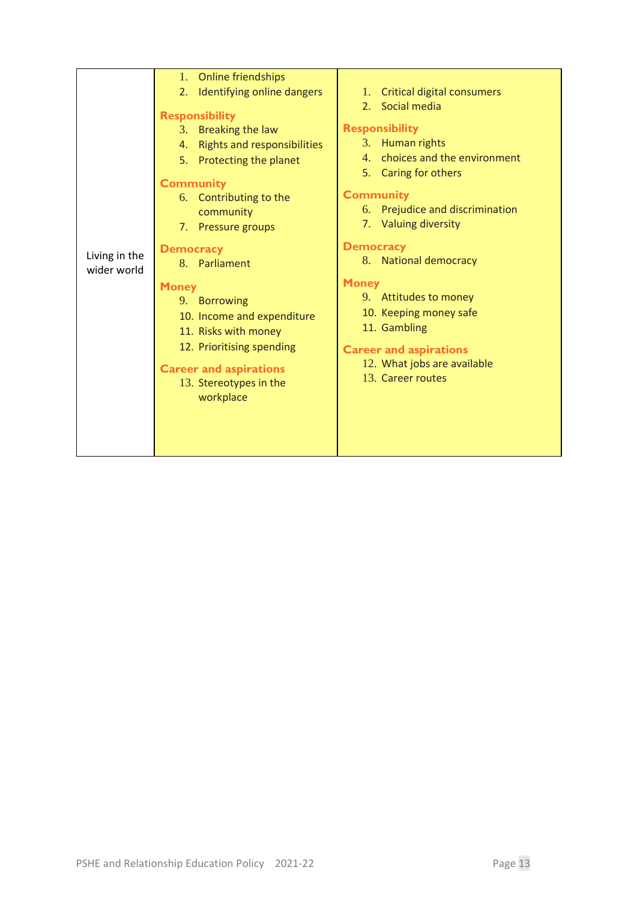| | | |
|---|---|---|
| Living in the wider world | 1. Online friendships<br>2. Identifying online dangers<br>**Responsibility**<br>3. Breaking the law<br>4. Rights and responsibilities<br>5. Protecting the planet<br>**Community**<br>6. Contributing to the community<br>7. Pressure groups<br>**Democracy**<br>8. Parliament<br>**Money**<br>9. Borrowing<br>10. Income and expenditure<br>11. Risks with money<br>12. Prioritising spending<br>**Career and aspirations**<br>13. Stereotypes in the workplace | 1. Critical digital consumers<br>2. Social media<br>**Responsibility**<br>3. Human rights<br>4. choices and the environment<br>5. Caring for others<br>**Community**<br>6. Prejudice and discrimination<br>7. Valuing diversity<br>**Democracy**<br>8. National democracy<br>**Money**<br>9. Attitudes to money<br>10. Keeping money safe<br>11. Gambling<br>**Career and aspirations**<br>12. What jobs are available<br>13. Career routes |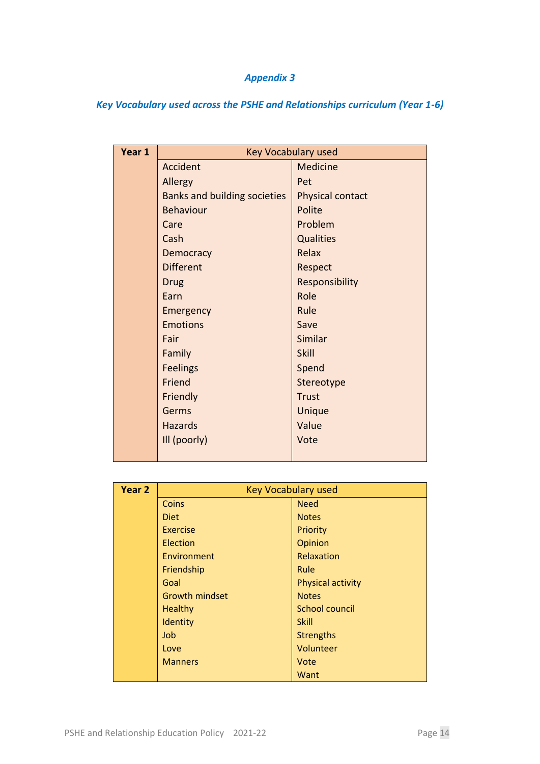*Appendix 3*

*Key Vocabulary used across the PSHE and Relationships curriculum (Year 1-6)*

| Year 1 | Key Vocabulary used | |
|---|---|---|
| | Accident | Medicine |
| | Allergy | Pet |
| | Banks and building societies | Physical contact |
| | Behaviour | Polite |
| | Care | Problem |
| | Cash | Qualities |
| | Democracy | Relax |
| | Different | Respect |
| | Drug | Responsibility |
| | Earn | Role |
| | Emergency | Rule |
| | Emotions | Save |
| | Fair | Similar |
| | Family | Skill |
| | Feelings | Spend |
| | Friend | Stereotype |
| | Friendly | Trust |
| | Germs | Unique |
| | Hazards | Value |
| | Ill (poorly) | Vote |

| Year 2 | Key Vocabulary used | |
|---|---|---|
| | Coins | Need |
| | Diet | Notes |
| | Exercise | Priority |
| | Election | Opinion |
| | Environment | Relaxation |
| | Friendship | Rule |
| | Goal | Physical activity |
| | Growth mindset | Notes |
| | Healthy | School council |
| | Identity | Skill |
| | Job | Strengths |
| | Love | Volunteer |
| | Manners | Vote |
| | | Want |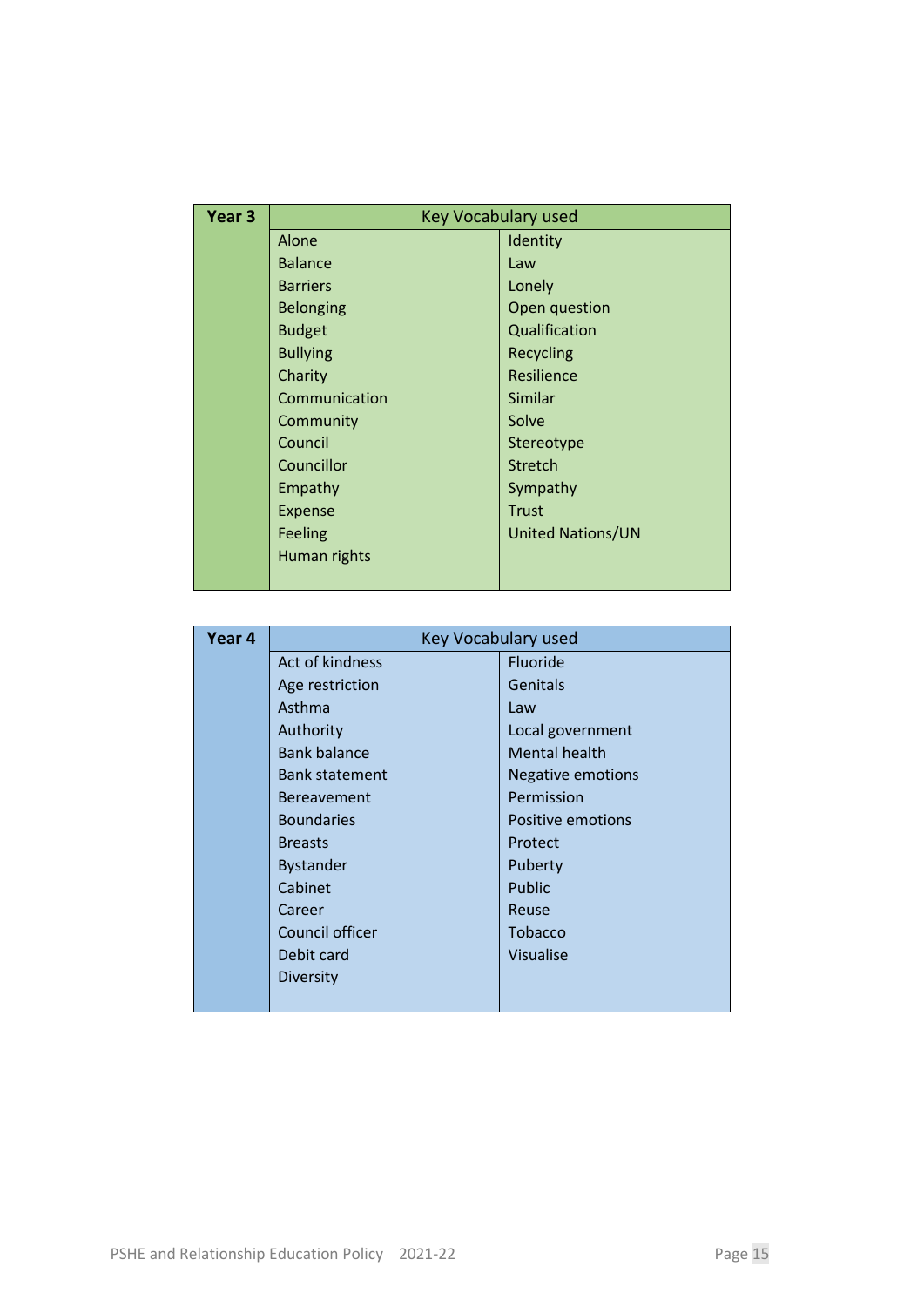| Year 3 | Key Vocabulary used | |
|---|---|---|
| | Alone | Identity |
| | Balance | Law |
| | Barriers | Lonely |
| | Belonging | Open question |
| | Budget | Qualification |
| | Bullying | Recycling |
| | Charity | Resilience |
| | Communication | Similar |
| | Community | Solve |
| | Council | Stereotype |
| | Councillor | Stretch |
| | Empathy | Sympathy |
| | Expense | Trust |
| | Feeling | United Nations/UN |
| | Human rights | |

| Year 4 | Key Vocabulary used | |
|---|---|---|
| | Act of kindness | Fluoride |
| | Age restriction | Genitals |
| | Asthma | Law |
| | Authority | Local government |
| | Bank balance | Mental health |
| | Bank statement | Negative emotions |
| | Bereavement | Permission |
| | Boundaries | Positive emotions |
| | Breasts | Protect |
| | Bystander | Puberty |
| | Cabinet | Public |
| | Career | Reuse |
| | Council officer | Tobacco |
| | Debit card | Visualise |
| | Diversity | |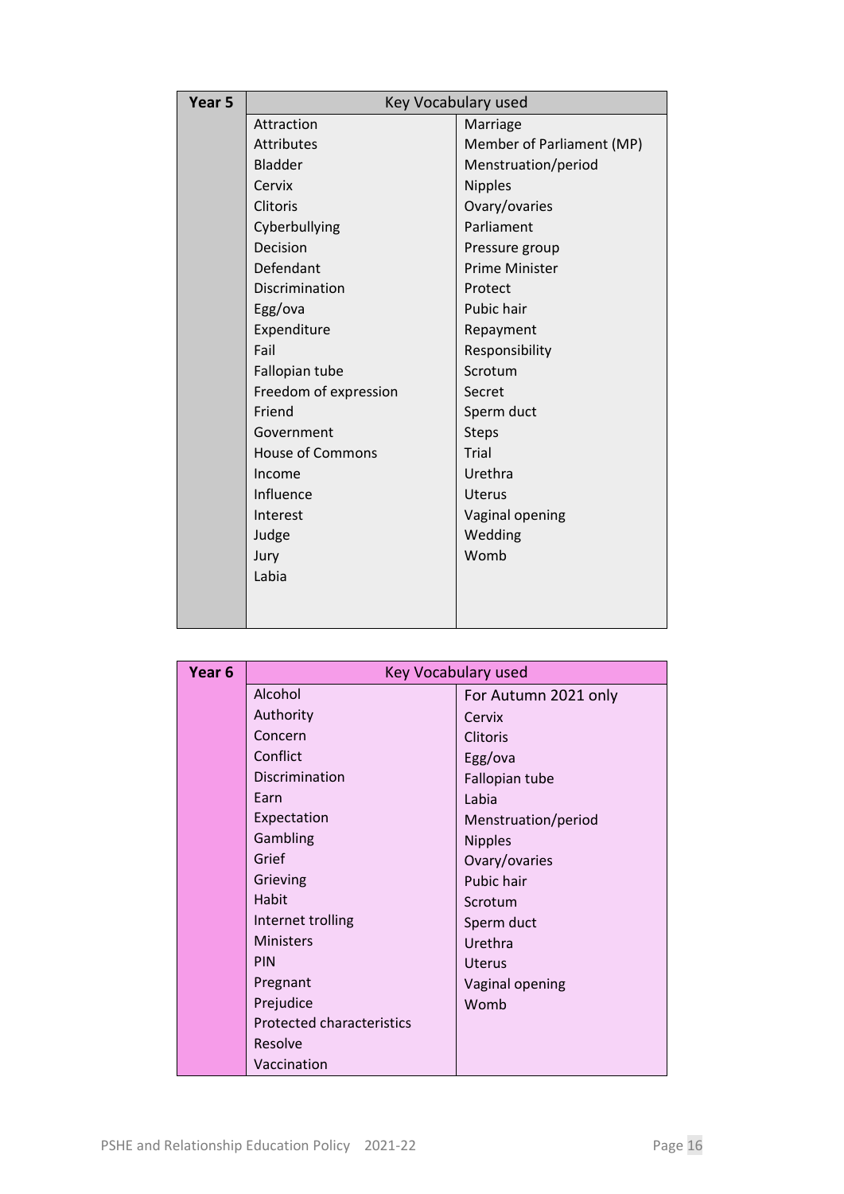| Year 5 | Key Vocabulary used | |
|---|---|---|
| | Attraction | Marriage |
| | Attributes | Member of Parliament (MP) |
| | Bladder | Menstruation/period |
| | Cervix | Nipples |
| | Clitoris | Ovary/ovaries |
| | Cyberbullying | Parliament |
| | Decision | Pressure group |
| | Defendant | Prime Minister |
| | Discrimination | Protect |
| | Egg/ova | Pubic hair |
| | Expenditure | Repayment |
| | Fail | Responsibility |
| | Fallopian tube | Scrotum |
| | Freedom of expression | Secret |
| | Friend | Sperm duct |
| | Government | Steps |
| | House of Commons | Trial |
| | Income | Urethra |
| | Influence | Uterus |
| | Interest | Vaginal opening |
| | Judge | Wedding |
| | Jury | Womb |
| | Labia | |

| Year 6 | Key Vocabulary used | |
|---|---|---|
| | Alcohol | For Autumn 2021 only |
| | Authority | Cervix |
| | Concern | Clitoris |
| | Conflict | Egg/ova |
| | Discrimination | Fallopian tube |
| | Earn | Labia |
| | Expectation | Menstruation/period |
| | Gambling | Nipples |
| | Grief | Ovary/ovaries |
| | Grieving | Pubic hair |
| | Habit | Scrotum |
| | Internet trolling | Sperm duct |
| | Ministers | Urethra |
| | PIN | Uterus |
| | Pregnant | Vaginal opening |
| | Prejudice | Womb |
| | Protected characteristics | |
| | Resolve | |
| | Vaccination | |